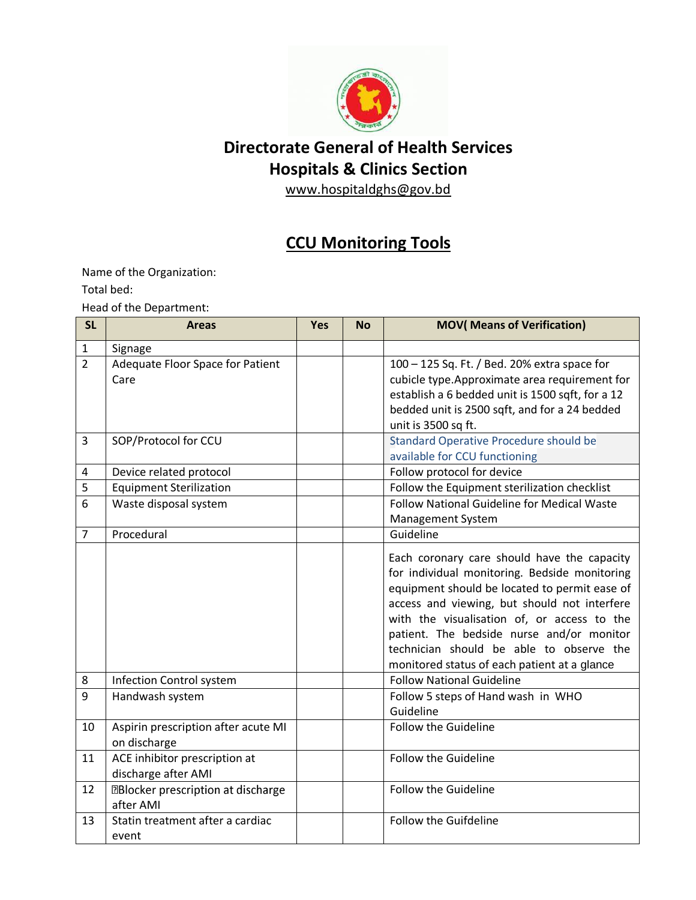# Directorate General of Health Services
## Hospitals & Clinics Section

www.hospitaldghs@gov.bd

## CCU Monitoring Tools

Name of the Organization:

Total bed:

Head of the Department:

| SL | Areas | Yes | No | MOV( Means of Verification) |
|---|---|---|---|---|
| 1 | Signage | | | |
| 2 | Adequate Floor Space for Patient Care | | | 100 – 125 Sq. Ft. / Bed. 20% extra space for cubicle type.Approximate area requirement for establish a 6 bedded unit is 1500 sqft, for a 12 bedded unit is 2500 sqft, and for a 24 bedded unit is 3500 sq ft. |
| 3 | SOP/Protocol for CCU | | | Standard Operative Procedure should be available for CCU functioning |
| 4 | Device related protocol | | | Follow protocol for device |
| 5 | Equipment Sterilization | | | Follow the Equipment sterilization checklist |
| 6 | Waste disposal system | | | Follow National Guideline for Medical Waste Management System |
| 7 | Procedural | | | Guideline |
| | | | | Each coronary care should have the capacity for individual monitoring. Bedside monitoring equipment should be located to permit ease of access and viewing, but should not interfere with the visualisation of, or access to the patient. The bedside nurse and/or monitor technician should be able to observe the monitored status of each patient at a glance |
| 8 | Infection Control system | | | Follow National Guideline |
| 9 | Handwash system | | | Follow 5 steps of Hand wash in WHO Guideline |
| 10 | Aspirin prescription after acute MI on discharge | | | Follow the Guideline |
| 11 | ACE inhibitor prescription at discharge after AMI | | | Follow the Guideline |
| 12 | �Blocker prescription at discharge after AMI | | | Follow the Guideline |
| 13 | Statin treatment after a cardiac event | | | Follow the Guifdeline |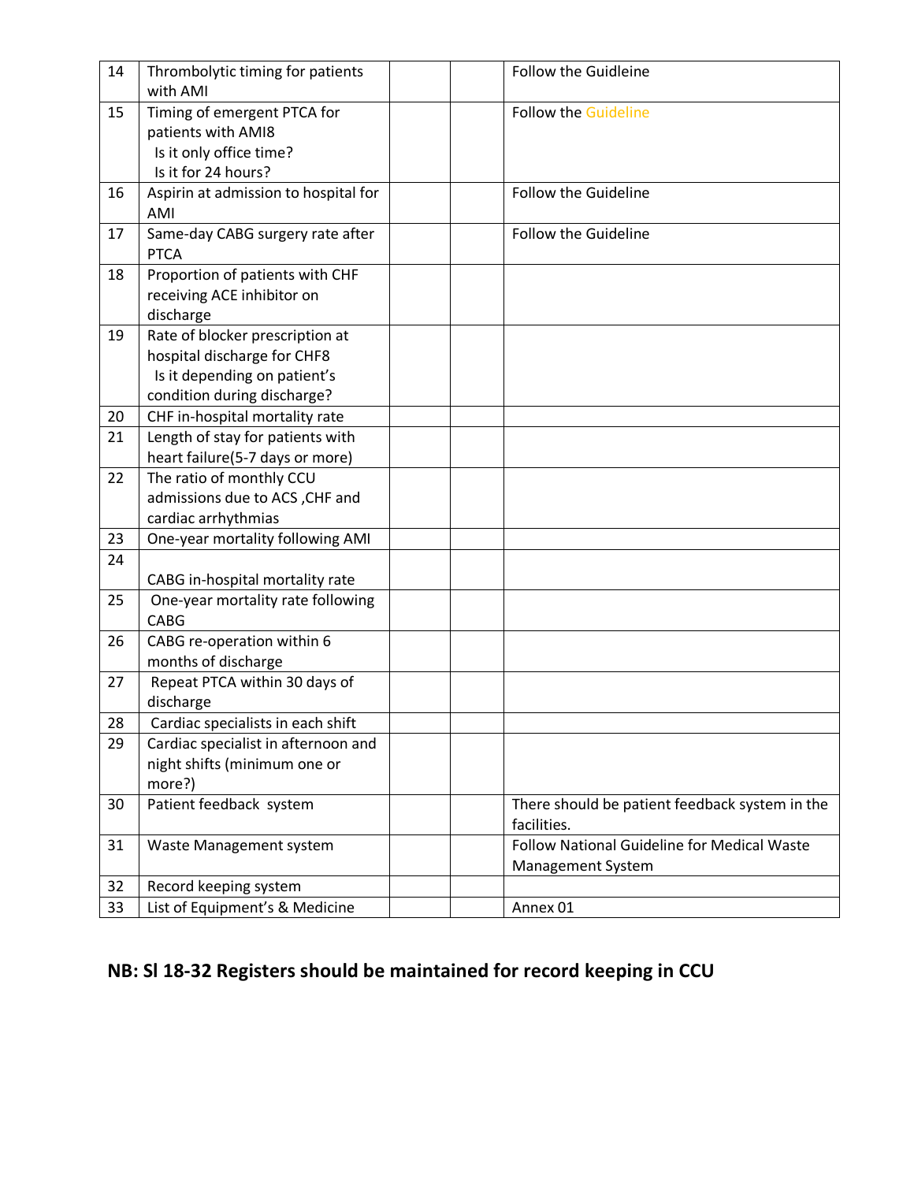| 14 | Thrombolytic timing for patients with AMI | | | Follow the Guidleine |
|---|---|---|---|---|
| 15 | Timing of emergent PTCA for patients with AMI8<br>Is it only office time?<br>Is it for 24 hours? | | | Follow the Guideline |
| 16 | Aspirin at admission to hospital for AMI | | | Follow the Guideline |
| 17 | Same-day CABG surgery rate after PTCA | | | Follow the Guideline |
| 18 | Proportion of patients with CHF receiving ACE inhibitor on discharge | | | |
| 19 | Rate of blocker prescription at hospital discharge for CHF8<br>Is it depending on patient's condition during discharge? | | | |
| 20 | CHF in-hospital mortality rate | | | |
| 21 | Length of stay for patients with heart failure(5-7 days or more) | | | |
| 22 | The ratio of monthly CCU admissions due to ACS ,CHF and cardiac arrhythmias | | | |
| 23 | One-year mortality following AMI | | | |
| 24 | CABG in-hospital mortality rate | | | |
| 25 | One-year mortality rate following CABG | | | |
| 26 | CABG re-operation within 6 months of discharge | | | |
| 27 | Repeat PTCA within 30 days of discharge | | | |
| 28 | Cardiac specialists in each shift | | | |
| 29 | Cardiac specialist in afternoon and night shifts (minimum one or more?) | | | |
| 30 | Patient feedback system | | | There should be patient feedback system in the facilities. |
| 31 | Waste Management system | | | Follow National Guideline for Medical Waste Management System |
| 32 | Record keeping system | | | |
| 33 | List of Equipment's & Medicine | | | Annex 01 |

**NB: Sl 18-32 Registers should be maintained for record keeping in CCU**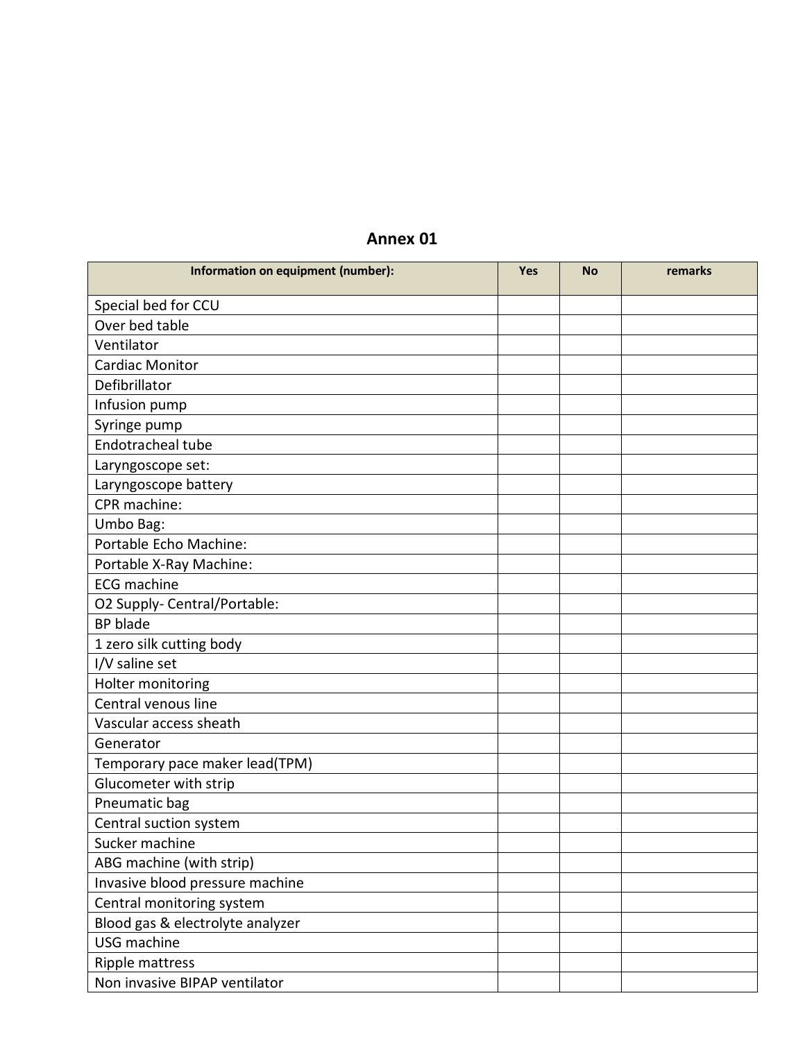# Annex 01

| Information on equipment (number): | Yes | No | remarks |
| --- | --- | --- | --- |
| Special bed for CCU | | | |
| Over bed table | | | |
| Ventilator | | | |
| Cardiac Monitor | | | |
| Defibrillator | | | |
| Infusion pump | | | |
| Syringe pump | | | |
| Endotracheal tube | | | |
| Laryngoscope set: | | | |
| Laryngoscope battery | | | |
| CPR machine: | | | |
| Umbo Bag: | | | |
| Portable Echo Machine: | | | |
| Portable X-Ray Machine: | | | |
| ECG machine | | | |
| O2 Supply- Central/Portable: | | | |
| BP blade | | | |
| 1 zero silk cutting body | | | |
| I/V saline set | | | |
| Holter monitoring | | | |
| Central venous line | | | |
| Vascular access sheath | | | |
| Generator | | | |
| Temporary pace maker lead(TPM) | | | |
| Glucometer with strip | | | |
| Pneumatic bag | | | |
| Central suction system | | | |
| Sucker machine | | | |
| ABG machine (with strip) | | | |
| Invasive blood pressure machine | | | |
| Central monitoring system | | | |
| Blood gas & electrolyte analyzer | | | |
| USG machine | | | |
| Ripple mattress | | | |
| Non invasive BIPAP ventilator | | | |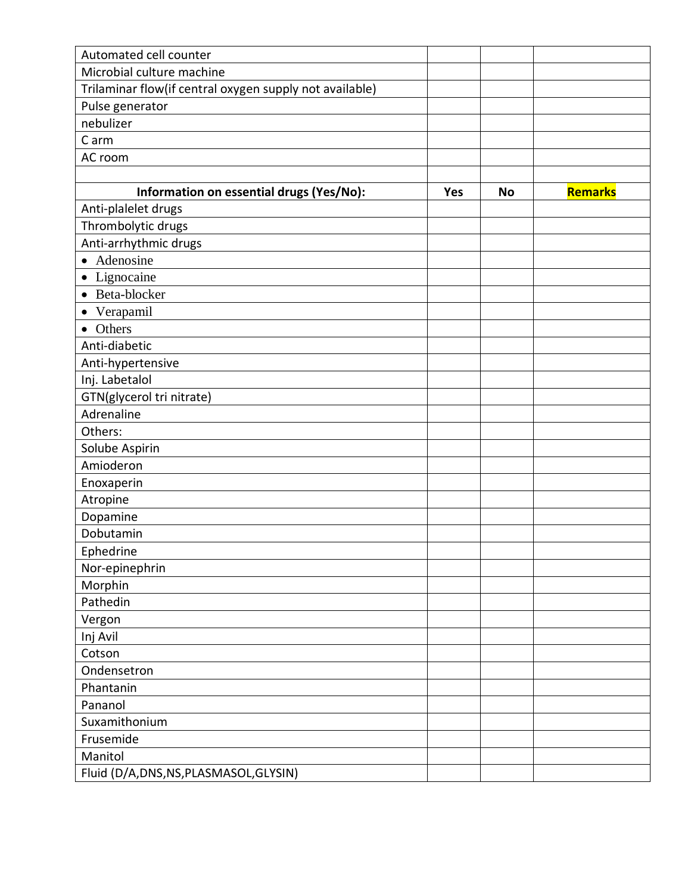| | | | |
|---|---|---|---|
| Automated cell counter | | | |
| Microbial culture machine | | | |
| Trilaminar flow(if central oxygen supply not available) | | | |
| Pulse generator | | | |
| nebulizer | | | |
| C arm | | | |
| AC room | | | |
| | | | |
| **Information on essential drugs (Yes/No):** | **Yes** | **No** | **Remarks** |
| Anti-plalelet drugs | | | |
| Thrombolytic drugs | | | |
| Anti-arrhythmic drugs | | | |
| • Adenosine | | | |
| • Lignocaine | | | |
| • Beta-blocker | | | |
| • Verapamil | | | |
| • Others | | | |
| Anti-diabetic | | | |
| Anti-hypertensive | | | |
| Inj. Labetalol | | | |
| GTN(glycerol tri nitrate) | | | |
| Adrenaline | | | |
| Others: | | | |
| Solube Aspirin | | | |
| Amioderon | | | |
| Enoxaperin | | | |
| Atropine | | | |
| Dopamine | | | |
| Dobutamin | | | |
| Ephedrine | | | |
| Nor-epinephrin | | | |
| Morphin | | | |
| Pathedin | | | |
| Vergon | | | |
| Inj Avil | | | |
| Cotson | | | |
| Ondensetron | | | |
| Phantanin | | | |
| Pananol | | | |
| Suxamithonium | | | |
| Frusemide | | | |
| Manitol | | | |
| Fluid (D/A,DNS,NS,PLASMASOL,GLYSIN) | | | |